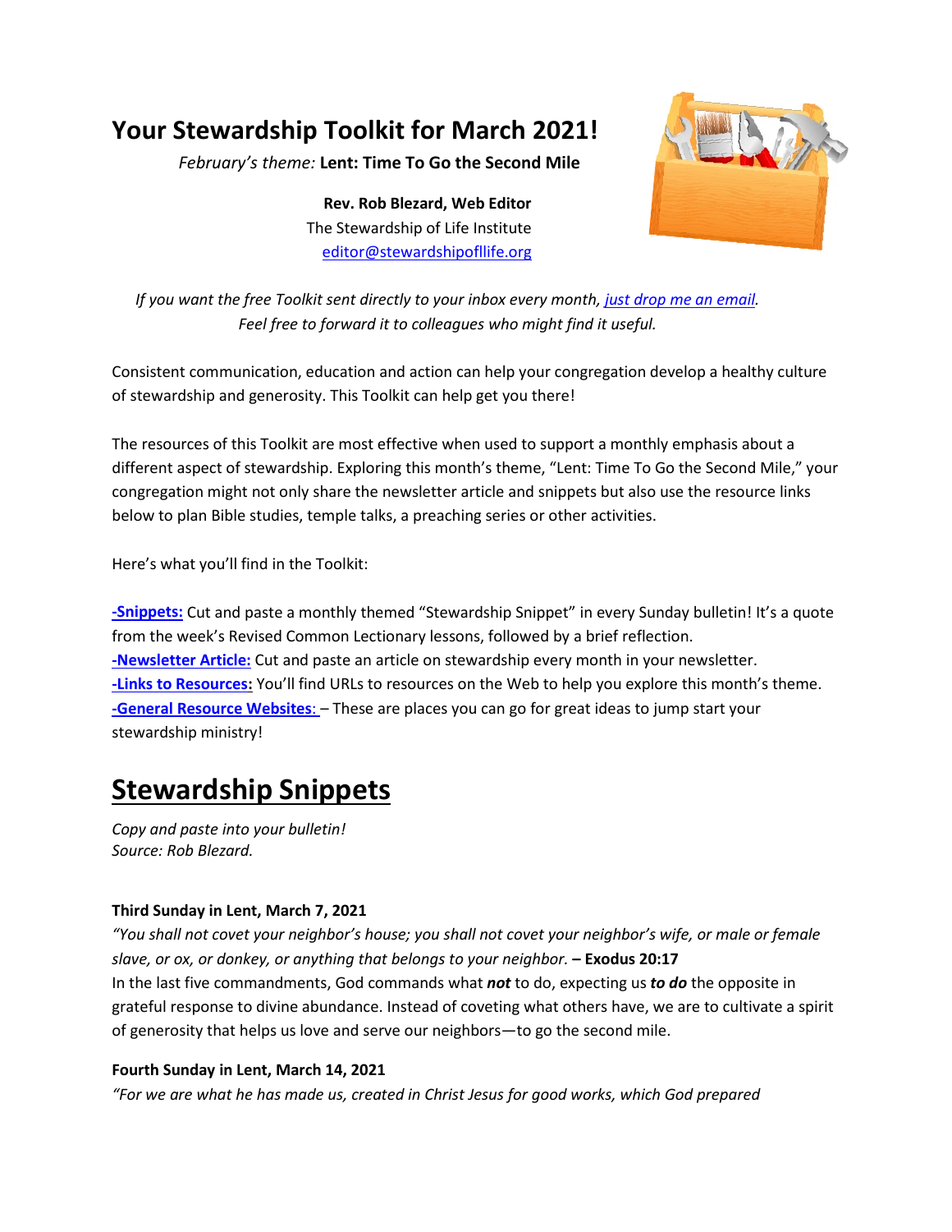# Your Stewardship Toolkit for March 2021!

*February's theme:* **Lent: Time To Go the Second Mile**

**Rev. Rob Blezard, Web Editor**
The Stewardship of Life Institute
editor@stewardshipofllife.org

*If you want the free Toolkit sent directly to your inbox every month, just drop me an email. Feel free to forward it to colleagues who might find it useful.*

Consistent communication, education and action can help your congregation develop a healthy culture of stewardship and generosity. This Toolkit can help get you there!

The resources of this Toolkit are most effective when used to support a monthly emphasis about a different aspect of stewardship. Exploring this month's theme, "Lent: Time To Go the Second Mile," your congregation might not only share the newsletter article and snippets but also use the resource links below to plan Bible studies, temple talks, a preaching series or other activities.

Here's what you'll find in the Toolkit:

**-Snippets:** Cut and paste a monthly themed "Stewardship Snippet" in every Sunday bulletin! It's a quote from the week's Revised Common Lectionary lessons, followed by a brief reflection.
**-Newsletter Article:** Cut and paste an article on stewardship every month in your newsletter.
**-Links to Resources:** You'll find URLs to resources on the Web to help you explore this month's theme.
**-General Resource Websites:** – These are places you can go for great ideas to jump start your stewardship ministry!

# Stewardship Snippets

*Copy and paste into your bulletin!*
*Source: Rob Blezard.*

**Third Sunday in Lent, March 7, 2021**
*"You shall not covet your neighbor's house; you shall not covet your neighbor's wife, or male or female slave, or ox, or donkey, or anything that belongs to your neighbor.* **– Exodus 20:17**
In the last five commandments, God commands what ***not*** to do, expecting us ***to do*** the opposite in grateful response to divine abundance. Instead of coveting what others have, we are to cultivate a spirit of generosity that helps us love and serve our neighbors—to go the second mile.

**Fourth Sunday in Lent, March 14, 2021**
*"For we are what he has made us, created in Christ Jesus for good works, which God prepared*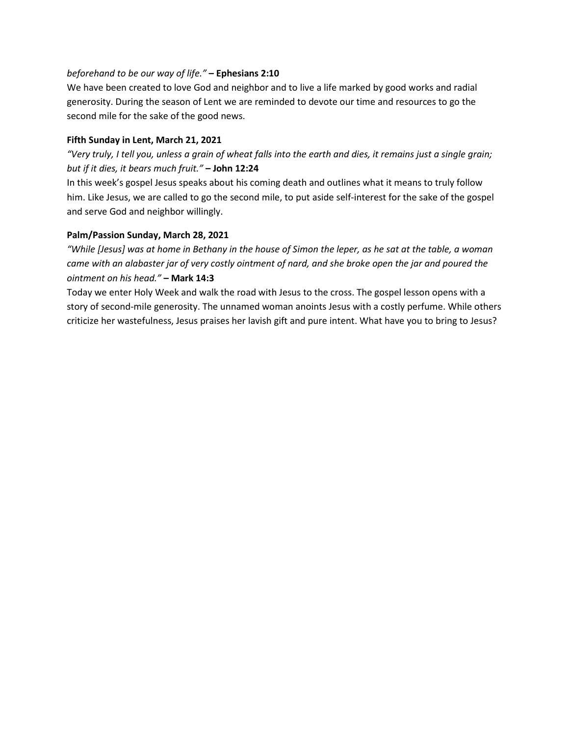*beforehand to be our way of life."* **– Ephesians 2:10**

We have been created to love God and neighbor and to live a life marked by good works and radial generosity. During the season of Lent we are reminded to devote our time and resources to go the second mile for the sake of the good news.

**Fifth Sunday in Lent, March 21, 2021**

*"Very truly, I tell you, unless a grain of wheat falls into the earth and dies, it remains just a single grain; but if it dies, it bears much fruit."* **– John 12:24**

In this week's gospel Jesus speaks about his coming death and outlines what it means to truly follow him. Like Jesus, we are called to go the second mile, to put aside self-interest for the sake of the gospel and serve God and neighbor willingly.

**Palm/Passion Sunday, March 28, 2021**

*"While [Jesus] was at home in Bethany in the house of Simon the leper, as he sat at the table, a woman came with an alabaster jar of very costly ointment of nard, and she broke open the jar and poured the ointment on his head."* **– Mark 14:3**

Today we enter Holy Week and walk the road with Jesus to the cross. The gospel lesson opens with a story of second-mile generosity. The unnamed woman anoints Jesus with a costly perfume. While others criticize her wastefulness, Jesus praises her lavish gift and pure intent. What have you to bring to Jesus?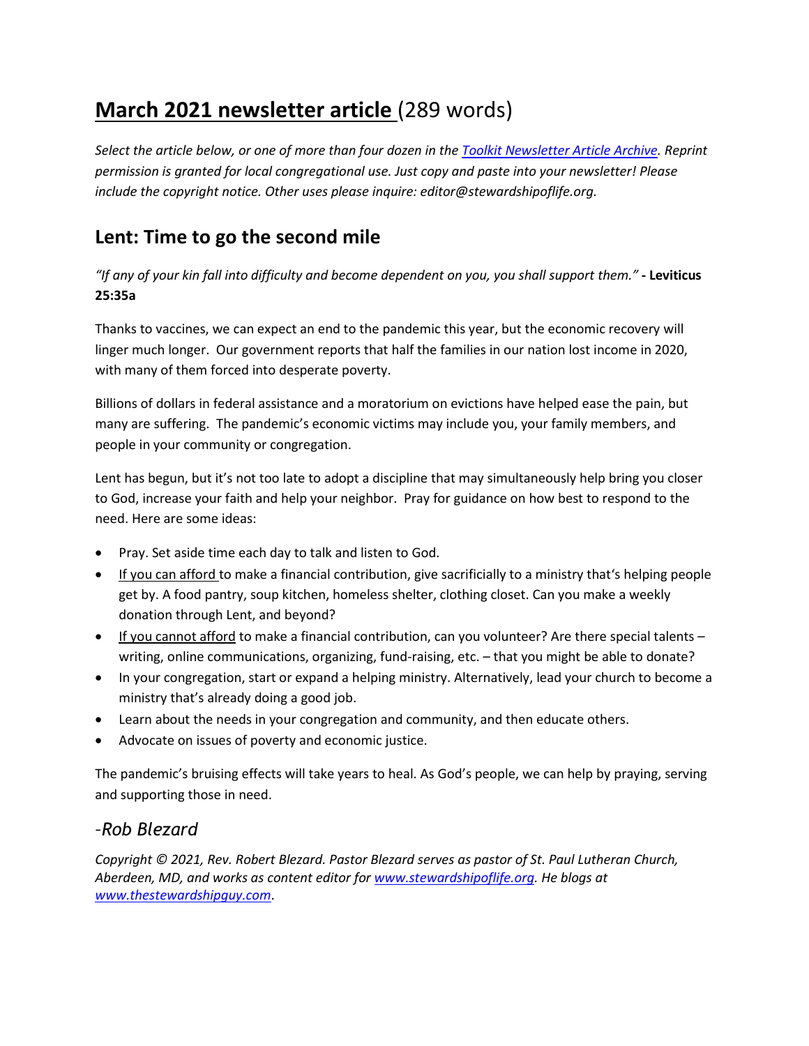# March 2021 newsletter article (289 words)

*Select the article below, or one of more than four dozen in the [Toolkit Newsletter Article Archive](). Reprint permission is granted for local congregational use. Just copy and paste into your newsletter! Please include the copyright notice. Other uses please inquire: editor@stewardshipoflife.org.*

## Lent: Time to go the second mile

*"If any of your kin fall into difficulty and become dependent on you, you shall support them."* **- Leviticus 25:35a**

Thanks to vaccines, we can expect an end to the pandemic this year, but the economic recovery will linger much longer. Our government reports that half the families in our nation lost income in 2020, with many of them forced into desperate poverty.

Billions of dollars in federal assistance and a moratorium on evictions have helped ease the pain, but many are suffering. The pandemic's economic victims may include you, your family members, and people in your community or congregation.

Lent has begun, but it's not too late to adopt a discipline that may simultaneously help bring you closer to God, increase your faith and help your neighbor. Pray for guidance on how best to respond to the need. Here are some ideas:

- Pray. Set aside time each day to talk and listen to God.
- <u>If you can afford</u> to make a financial contribution, give sacrificially to a ministry that's helping people get by. A food pantry, soup kitchen, homeless shelter, clothing closet. Can you make a weekly donation through Lent, and beyond?
- <u>If you cannot afford</u> to make a financial contribution, can you volunteer? Are there special talents – writing, online communications, organizing, fund-raising, etc. – that you might be able to donate?
- In your congregation, start or expand a helping ministry. Alternatively, lead your church to become a ministry that's already doing a good job.
- Learn about the needs in your congregation and community, and then educate others.
- Advocate on issues of poverty and economic justice.

The pandemic's bruising effects will take years to heal. As God's people, we can help by praying, serving and supporting those in need.

### *-Rob Blezard*

*Copyright © 2021, Rev. Robert Blezard. Pastor Blezard serves as pastor of St. Paul Lutheran Church, Aberdeen, MD, and works as content editor for [www.stewardshipoflife.org](www.stewardshipoflife.org). He blogs at [www.thestewardshipguy.com](www.thestewardshipguy.com).*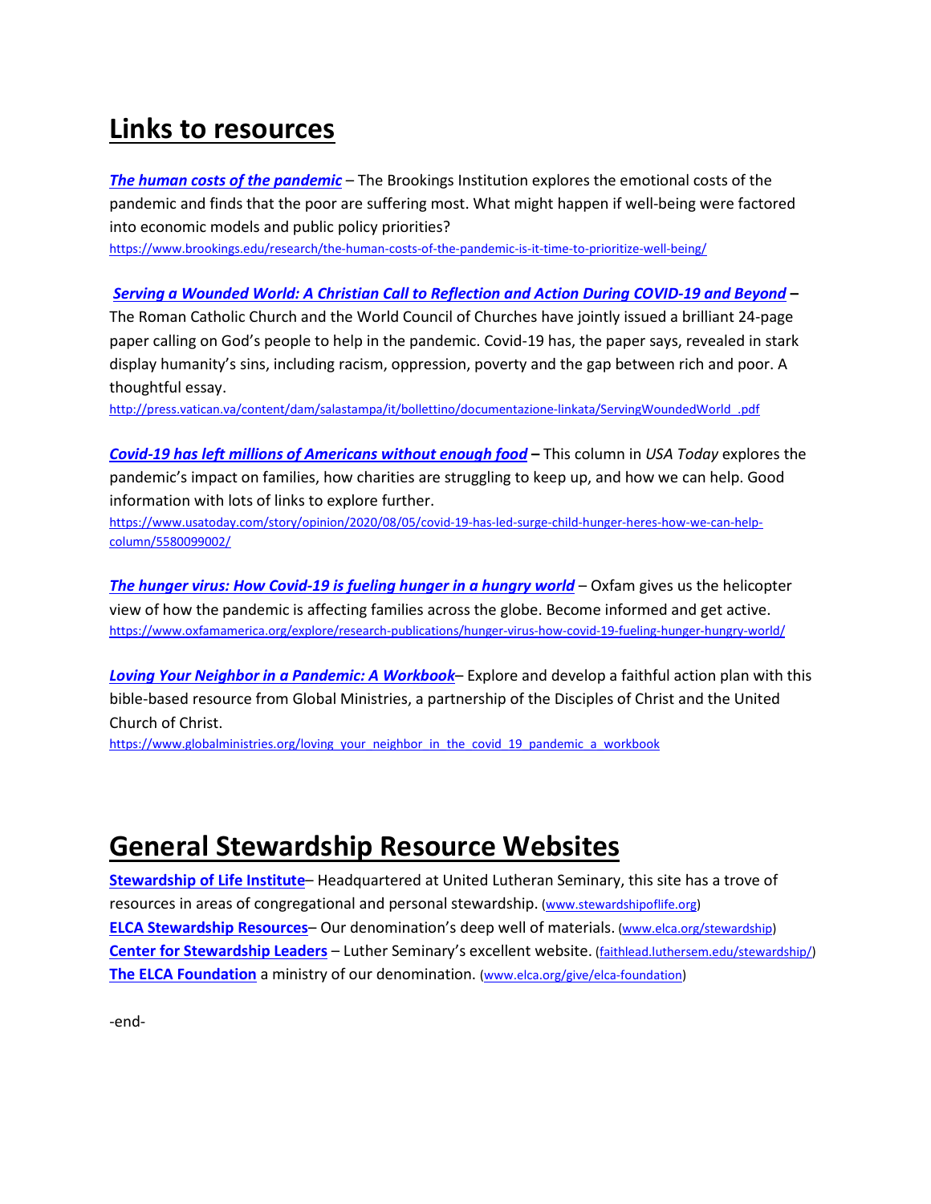# Links to resources

***[The human costs of the pandemic](https://www.brookings.edu/research/the-human-costs-of-the-pandemic-is-it-time-to-prioritize-well-being/)*** – The Brookings Institution explores the emotional costs of the pandemic and finds that the poor are suffering most. What might happen if well-being were factored into economic models and public policy priorities?
https://www.brookings.edu/research/the-human-costs-of-the-pandemic-is-it-time-to-prioritize-well-being/

***[Serving a Wounded World: A Christian Call to Reflection and Action During COVID-19 and Beyond](http://press.vatican.va/content/dam/salastampa/it/bollettino/documentazione-linkata/ServingWoundedWorld_.pdf)*** **–** The Roman Catholic Church and the World Council of Churches have jointly issued a brilliant 24-page paper calling on God's people to help in the pandemic. Covid-19 has, the paper says, revealed in stark display humanity's sins, including racism, oppression, poverty and the gap between rich and poor. A thoughtful essay.
http://press.vatican.va/content/dam/salastampa/it/bollettino/documentazione-linkata/ServingWoundedWorld_.pdf

***[Covid-19 has left millions of Americans without enough food](https://www.usatoday.com/story/opinion/2020/08/05/covid-19-has-led-surge-child-hunger-heres-how-we-can-help-column/5580099002/)*** **–** This column in *USA Today* explores the pandemic's impact on families, how charities are struggling to keep up, and how we can help. Good information with lots of links to explore further.
https://www.usatoday.com/story/opinion/2020/08/05/covid-19-has-led-surge-child-hunger-heres-how-we-can-help-column/5580099002/

***[The hunger virus: How Covid-19 is fueling hunger in a hungry world](https://www.oxfamamerica.org/explore/research-publications/hunger-virus-how-covid-19-fueling-hunger-hungry-world/)*** – Oxfam gives us the helicopter view of how the pandemic is affecting families across the globe. Become informed and get active.
https://www.oxfamamerica.org/explore/research-publications/hunger-virus-how-covid-19-fueling-hunger-hungry-world/

***[Loving Your Neighbor in a Pandemic: A Workbook](https://www.globalministries.org/loving_your_neighbor_in_the_covid_19_pandemic_a_workbook)***– Explore and develop a faithful action plan with this bible-based resource from Global Ministries, a partnership of the Disciples of Christ and the United Church of Christ.
https://www.globalministries.org/loving_your_neighbor_in_the_covid_19_pandemic_a_workbook

# General Stewardship Resource Websites

**[Stewardship of Life Institute](http://www.stewardshipoflife.org)**– Headquartered at United Lutheran Seminary, this site has a trove of resources in areas of congregational and personal stewardship. (www.stewardshipoflife.org)
**[ELCA Stewardship Resources](http://www.elca.org/stewardship)**– Our denomination's deep well of materials. (www.elca.org/stewardship)
**[Center for Stewardship Leaders](https://faithlead.luthersem.edu/stewardship/)** – Luther Seminary's excellent website. (faithlead.luthersem.edu/stewardship/)
**[The ELCA Foundation](http://www.elca.org/give/elca-foundation)** a ministry of our denomination. (www.elca.org/give/elca-foundation)

-end-